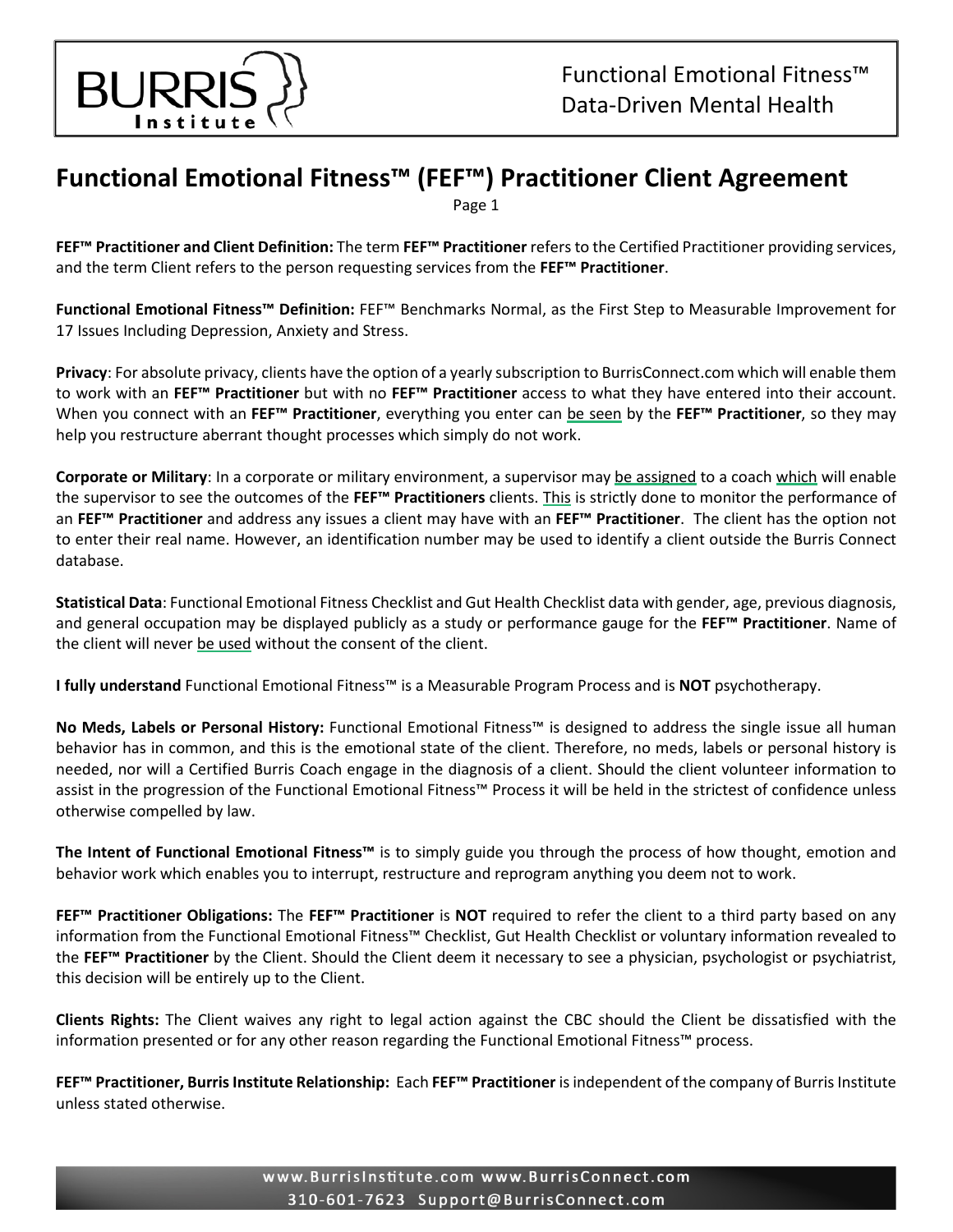# Functional Emotional Fitness™ (FEF™) Practitioner Client Agreement

**FEF™ Practitioner and Client Definition:** The term **FEF™ Practitioner** refers to the Certified Practitioner providing services, and the term Client refers to the person requesting services from the **FEF™ Practitioner**.

**Functional Emotional Fitness™ Definition:** FEF™ Benchmarks Normal, as the First Step to Measurable Improvement for 17 Issues Including Depression, Anxiety and Stress.

**Privacy**: For absolute privacy, clients have the option of a yearly subscription to BurrisConnect.com which will enable them to work with an **FEF™ Practitioner** but with no **FEF™ Practitioner** access to what they have entered into their account. When you connect with an **FEF™ Practitioner**, everything you enter can be seen by the **FEF™ Practitioner**, so they may help you restructure aberrant thought processes which simply do not work.

**Corporate or Military**: In a corporate or military environment, a supervisor may be assigned to a coach which will enable the supervisor to see the outcomes of the **FEF™ Practitioners** clients. This is strictly done to monitor the performance of an **FEF™ Practitioner** and address any issues a client may have with an **FEF™ Practitioner**. The client has the option not to enter their real name. However, an identification number may be used to identify a client outside the Burris Connect database.

**Statistical Data**: Functional Emotional Fitness Checklist and Gut Health Checklist data with gender, age, previous diagnosis, and general occupation may be displayed publicly as a study or performance gauge for the **FEF™ Practitioner**. Name of the client will never be used without the consent of the client.

**I fully understand** Functional Emotional Fitness™ is a Measurable Program Process and is **NOT** psychotherapy.

**No Meds, Labels or Personal History:** Functional Emotional Fitness™ is designed to address the single issue all human behavior has in common, and this is the emotional state of the client. Therefore, no meds, labels or personal history is needed, nor will a Certified Burris Coach engage in the diagnosis of a client. Should the client volunteer information to assist in the progression of the Functional Emotional Fitness™ Process it will be held in the strictest of confidence unless otherwise compelled by law.

**The Intent of Functional Emotional Fitness™** is to simply guide you through the process of how thought, emotion and behavior work which enables you to interrupt, restructure and reprogram anything you deem not to work.

**FEF™ Practitioner Obligations:** The **FEF™ Practitioner** is **NOT** required to refer the client to a third party based on any information from the Functional Emotional Fitness™ Checklist, Gut Health Checklist or voluntary information revealed to the **FEF™ Practitioner** by the Client. Should the Client deem it necessary to see a physician, psychologist or psychiatrist, this decision will be entirely up to the Client.

**Clients Rights:** The Client waives any right to legal action against the CBC should the Client be dissatisfied with the information presented or for any other reason regarding the Functional Emotional Fitness™ process.

**FEF™ Practitioner, Burris Institute Relationship:** Each **FEF™ Practitioner** is independent of the company of Burris Institute unless stated otherwise.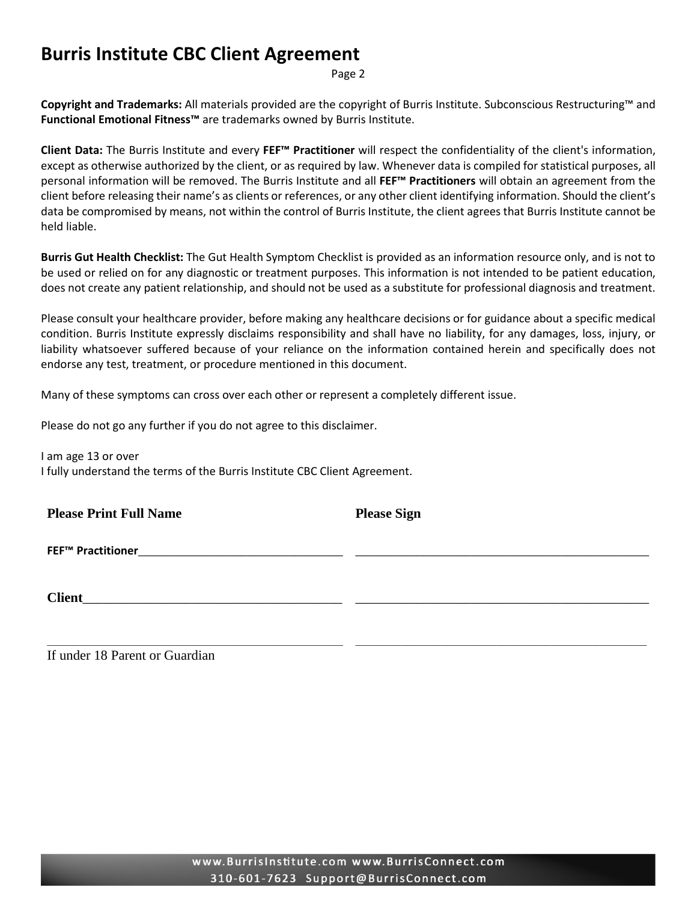# Burris Institute CBC Client Agreement

**Copyright and Trademarks:** All materials provided are the copyright of Burris Institute. Subconscious Restructuring™ and **Functional Emotional Fitness™** are trademarks owned by Burris Institute.

**Client Data:** The Burris Institute and every **FEF™ Practitioner** will respect the confidentiality of the client's information, except as otherwise authorized by the client, or as required by law. Whenever data is compiled for statistical purposes, all personal information will be removed. The Burris Institute and all **FEF™ Practitioners** will obtain an agreement from the client before releasing their name's as clients or references, or any other client identifying information. Should the client's data be compromised by means, not within the control of Burris Institute, the client agrees that Burris Institute cannot be held liable.

**Burris Gut Health Checklist:** The Gut Health Symptom Checklist is provided as an information resource only, and is not to be used or relied on for any diagnostic or treatment purposes. This information is not intended to be patient education, does not create any patient relationship, and should not be used as a substitute for professional diagnosis and treatment.

Please consult your healthcare provider, before making any healthcare decisions or for guidance about a specific medical condition. Burris Institute expressly disclaims responsibility and shall have no liability, for any damages, loss, injury, or liability whatsoever suffered because of your reliance on the information contained herein and specifically does not endorse any test, treatment, or procedure mentioned in this document.

Many of these symptoms can cross over each other or represent a completely different issue.

Please do not go any further if you do not agree to this disclaimer.

I am age 13 or over
I fully understand the terms of the Burris Institute CBC Client Agreement.

| **Please Print Full Name** | **Please Sign** |
| --- | --- |
| **FEF™ Practitioner**_________________________________ | _________________________________________________ |
| **Client**_______________________________________ | _________________________________________________ |
| _____________________________________________ If under 18 Parent or Guardian | _________________________________________________ |

www.BurrisInstitute.com www.BurrisConnect.com
310-601-7623 Support@BurrisConnect.com